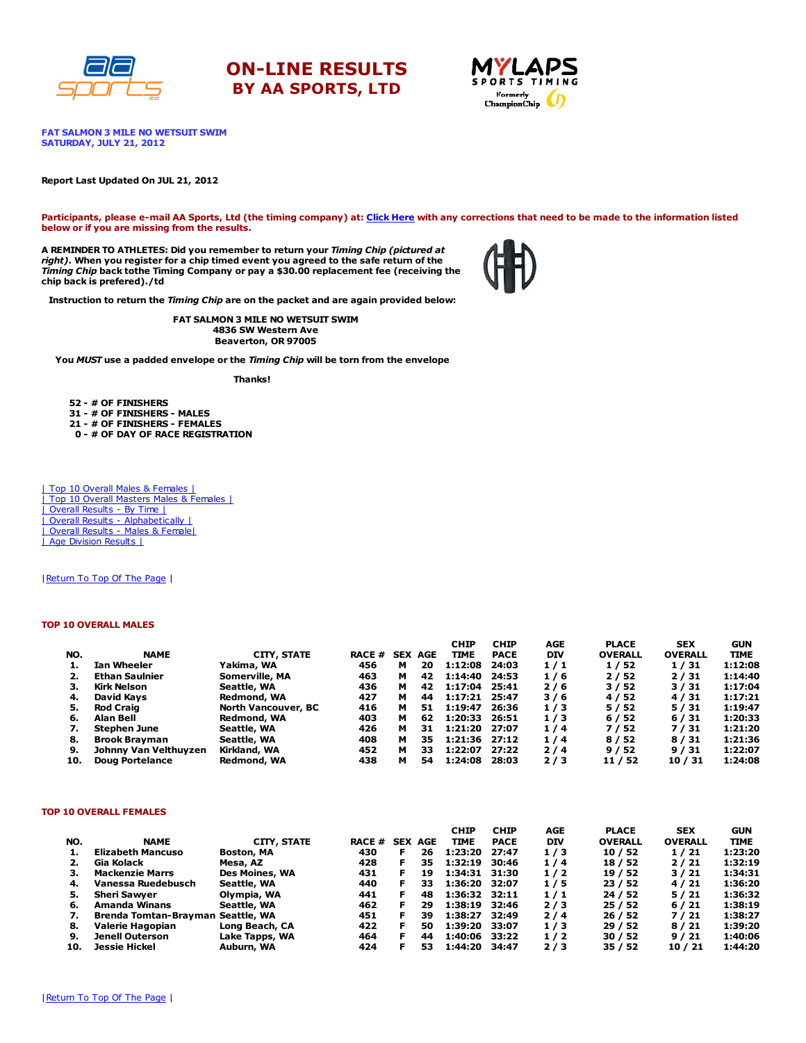# ON-LINE RESULTS
## BY AA SPORTS, LTD

**FAT SALMON 3 MILE NO WETSUIT SWIM**
**SATURDAY, JULY 21, 2012**

**Report Last Updated On JUL 21, 2012**

**Participants, please e-mail AA Sports, Ltd (the timing company) at: Click Here with any corrections that need to be made to the information listed below or if you are missing from the results.**

**A REMINDER TO ATHLETES: Did you remember to return your *Timing Chip (pictured at right)*. When you register for a chip timed event you agreed to the safe return of the *Timing Chip* back tothe Timing Company or pay a $30.00 replacement fee (receiving the chip back is prefered)./td**

**Instruction to return the *Timing Chip* are on the packet and are again provided below:**

**FAT SALMON 3 MILE NO WETSUIT SWIM**
**4836 SW Western Ave**
**Beaverton, OR 97005**

**You *MUST* use a padded envelope or the *Timing Chip* will be torn from the envelope**

**Thanks!**

**52 - # OF FINISHERS**
**31 - # OF FINISHERS - MALES**
**21 - # OF FINISHERS - FEMALES**
**0 - # OF DAY OF RACE REGISTRATION**

| Top 10 Overall Males & Females |
| Top 10 Overall Masters Males & Females |
| Overall Results - By Time |
| Overall Results - Alphabetically |
| Overall Results - Males & Female|
| Age Division Results |

|Return To Top Of The Page |

### TOP 10 OVERALL MALES

| NO. | NAME | CITY, STATE | RACE # | SEX | AGE | CHIP TIME | CHIP PACE | AGE DIV | PLACE OVERALL | SEX OVERALL | GUN TIME |
|---|---|---|---|---|---|---|---|---|---|---|---|
| 1. | Ian Wheeler | Yakima, WA | 456 | M | 20 | 1:12:08 | 24:03 | 1 / 1 | 1 / 52 | 1 / 31 | 1:12:08 |
| 2. | Ethan Saulnier | Somerville, MA | 463 | M | 42 | 1:14:40 | 24:53 | 1 / 6 | 2 / 52 | 2 / 31 | 1:14:40 |
| 3. | Kirk Nelson | Seattle, WA | 436 | M | 42 | 1:17:04 | 25:41 | 2 / 6 | 3 / 52 | 3 / 31 | 1:17:04 |
| 4. | David Kays | Redmond, WA | 427 | M | 44 | 1:17:21 | 25:47 | 3 / 6 | 4 / 52 | 4 / 31 | 1:17:21 |
| 5. | Rod Craig | North Vancouver, BC | 416 | M | 51 | 1:19:47 | 26:36 | 1 / 3 | 5 / 52 | 5 / 31 | 1:19:47 |
| 6. | Alan Bell | Redmond, WA | 403 | M | 62 | 1:20:33 | 26:51 | 1 / 3 | 6 / 52 | 6 / 31 | 1:20:33 |
| 7. | Stephen June | Seattle, WA | 426 | M | 31 | 1:21:20 | 27:07 | 1 / 4 | 7 / 52 | 7 / 31 | 1:21:20 |
| 8. | Brook Brayman | Seattle, WA | 408 | M | 35 | 1:21:36 | 27:12 | 1 / 4 | 8 / 52 | 8 / 31 | 1:21:36 |
| 9. | Johnny Van Velthuyzen | Kirkland, WA | 452 | M | 33 | 1:22:07 | 27:22 | 2 / 4 | 9 / 52 | 9 / 31 | 1:22:07 |
| 10. | Doug Portelance | Redmond, WA | 438 | M | 54 | 1:24:08 | 28:03 | 2 / 3 | 11 / 52 | 10 / 31 | 1:24:08 |

### TOP 10 OVERALL FEMALES

| NO. | NAME | CITY, STATE | RACE # | SEX | AGE | CHIP TIME | CHIP PACE | AGE DIV | PLACE OVERALL | SEX OVERALL | GUN TIME |
|---|---|---|---|---|---|---|---|---|---|---|---|
| 1. | Elizabeth Mancuso | Boston, MA | 430 | F | 26 | 1:23:20 | 27:47 | 1 / 3 | 10 / 52 | 1 / 21 | 1:23:20 |
| 2. | Gia Kolack | Mesa, AZ | 428 | F | 35 | 1:32:19 | 30:46 | 1 / 4 | 18 / 52 | 2 / 21 | 1:32:19 |
| 3. | Mackenzie Marrs | Des Moines, WA | 431 | F | 19 | 1:34:31 | 31:30 | 1 / 2 | 19 / 52 | 3 / 21 | 1:34:31 |
| 4. | Vanessa Ruedebusch | Seattle, WA | 440 | F | 33 | 1:36:20 | 32:07 | 1 / 5 | 23 / 52 | 4 / 21 | 1:36:20 |
| 5. | Sheri Sawyer | Olympia, WA | 441 | F | 48 | 1:36:32 | 32:11 | 1 / 1 | 24 / 52 | 5 / 21 | 1:36:32 |
| 6. | Amanda Winans | Seattle, WA | 462 | F | 29 | 1:38:19 | 32:46 | 2 / 3 | 25 / 52 | 6 / 21 | 1:38:19 |
| 7. | Brenda Tomtan-Brayman | Seattle, WA | 451 | F | 39 | 1:38:27 | 32:49 | 2 / 4 | 26 / 52 | 7 / 21 | 1:38:27 |
| 8. | Valerie Hagopian | Long Beach, CA | 422 | F | 50 | 1:39:20 | 33:07 | 1 / 3 | 29 / 52 | 8 / 21 | 1:39:20 |
| 9. | Jenell Outerson | Lake Tapps, WA | 464 | F | 44 | 1:40:06 | 33:22 | 1 / 2 | 30 / 52 | 9 / 21 | 1:40:06 |
| 10. | Jessie Hickel | Auburn, WA | 424 | F | 53 | 1:44:20 | 34:47 | 2 / 3 | 35 / 52 | 10 / 21 | 1:44:20 |

|Return To Top Of The Page |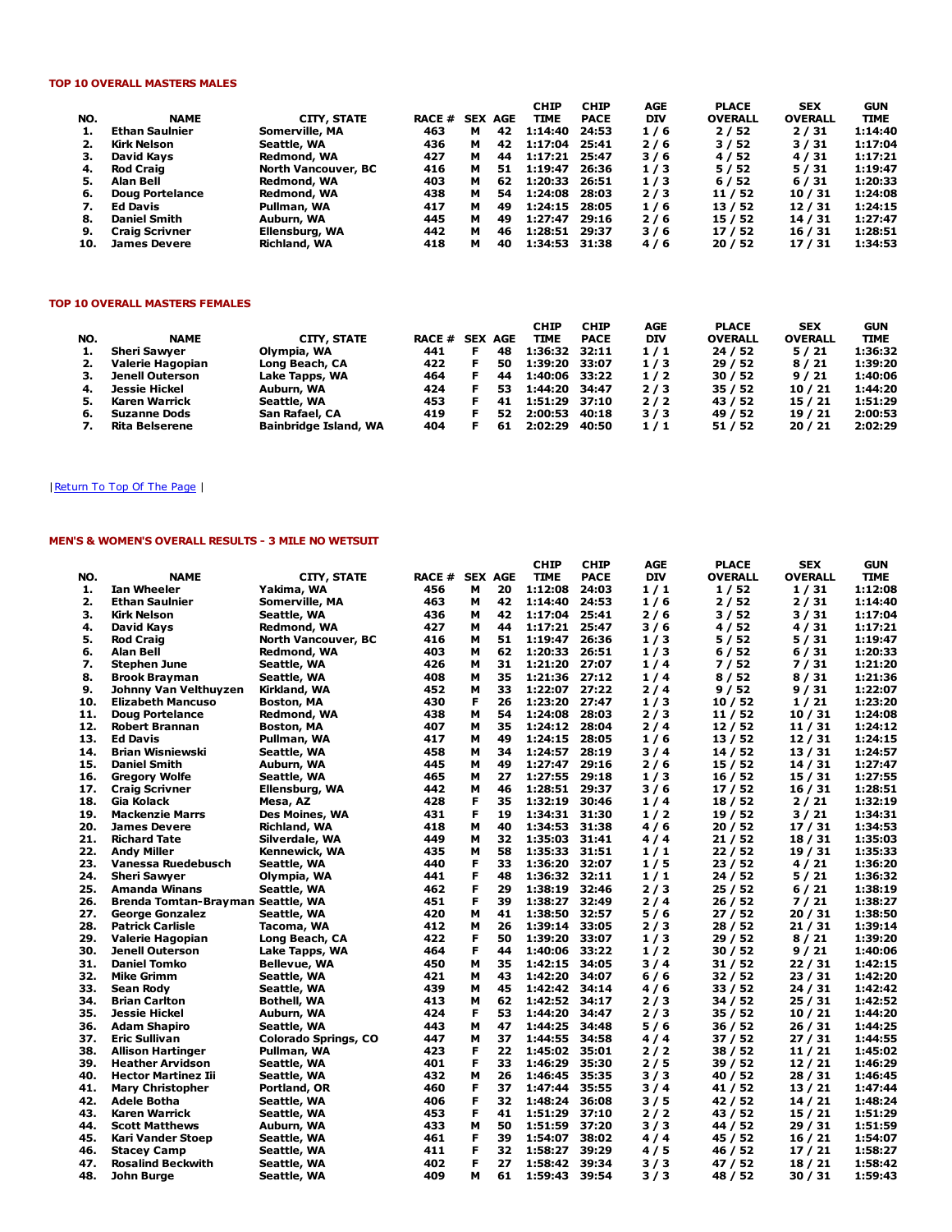#### TOP 10 OVERALL MASTERS MALES

| NO. | NAME | CITY, STATE | RACE # | SEX | AGE | CHIP TIME | CHIP PACE | AGE DIV | PLACE OVERALL | SEX OVERALL | GUN TIME |
|---|---|---|---|---|---|---|---|---|---|---|---|
| 1. | Ethan Saulnier | Somerville, MA | 463 | M | 42 | 1:14:40 | 24:53 | 1 / 6 | 2 / 52 | 2 / 31 | 1:14:40 |
| 2. | Kirk Nelson | Seattle, WA | 436 | M | 42 | 1:17:04 | 25:41 | 2 / 6 | 3 / 52 | 3 / 31 | 1:17:04 |
| 3. | David Kays | Redmond, WA | 427 | M | 44 | 1:17:21 | 25:47 | 3 / 6 | 4 / 52 | 4 / 31 | 1:17:21 |
| 4. | Rod Craig | North Vancouver, BC | 416 | M | 51 | 1:19:47 | 26:36 | 1 / 3 | 5 / 52 | 5 / 31 | 1:19:47 |
| 5. | Alan Bell | Redmond, WA | 403 | M | 62 | 1:20:33 | 26:51 | 1 / 3 | 6 / 52 | 6 / 31 | 1:20:33 |
| 6. | Doug Portelance | Redmond, WA | 438 | M | 54 | 1:24:08 | 28:03 | 2 / 3 | 11 / 52 | 10 / 31 | 1:24:08 |
| 7. | Ed Davis | Pullman, WA | 417 | M | 49 | 1:24:15 | 28:05 | 1 / 6 | 13 / 52 | 12 / 31 | 1:24:15 |
| 8. | Daniel Smith | Auburn, WA | 445 | M | 49 | 1:27:47 | 29:16 | 2 / 6 | 15 / 52 | 14 / 31 | 1:27:47 |
| 9. | Craig Scrivner | Ellensburg, WA | 442 | M | 46 | 1:28:51 | 29:37 | 3 / 6 | 17 / 52 | 16 / 31 | 1:28:51 |
| 10. | James Devere | Richland, WA | 418 | M | 40 | 1:34:53 | 31:38 | 4 / 6 | 20 / 52 | 17 / 31 | 1:34:53 |

#### TOP 10 OVERALL MASTERS FEMALES

| NO. | NAME | CITY, STATE | RACE # | SEX | AGE | CHIP TIME | CHIP PACE | AGE DIV | PLACE OVERALL | SEX OVERALL | GUN TIME |
|---|---|---|---|---|---|---|---|---|---|---|---|
| 1. | Sheri Sawyer | Olympia, WA | 441 | F | 48 | 1:36:32 | 32:11 | 1 / 1 | 24 / 52 | 5 / 21 | 1:36:32 |
| 2. | Valerie Hagopian | Long Beach, CA | 422 | F | 50 | 1:39:20 | 33:07 | 1 / 3 | 29 / 52 | 8 / 21 | 1:39:20 |
| 3. | Jenell Outerson | Lake Tapps, WA | 464 | F | 44 | 1:40:06 | 33:22 | 1 / 2 | 30 / 52 | 9 / 21 | 1:40:06 |
| 4. | Jessie Hickel | Auburn, WA | 424 | F | 53 | 1:44:20 | 34:47 | 2 / 3 | 35 / 52 | 10 / 21 | 1:44:20 |
| 5. | Karen Warrick | Seattle, WA | 453 | F | 41 | 1:51:29 | 37:10 | 2 / 2 | 43 / 52 | 15 / 21 | 1:51:29 |
| 6. | Suzanne Dods | San Rafael, CA | 419 | F | 52 | 2:00:53 | 40:18 | 3 / 3 | 49 / 52 | 19 / 21 | 2:00:53 |
| 7. | Rita Belserene | Bainbridge Island, WA | 404 | F | 61 | 2:02:29 | 40:50 | 1 / 1 | 51 / 52 | 20 / 21 | 2:02:29 |

| Return To Top Of The Page |

#### MEN'S & WOMEN'S OVERALL RESULTS - 3 MILE NO WETSUIT

| NO. | NAME | CITY, STATE | RACE # | SEX | AGE | CHIP TIME | CHIP PACE | AGE DIV | PLACE OVERALL | SEX OVERALL | GUN TIME |
|---|---|---|---|---|---|---|---|---|---|---|---|
| 1. | Ian Wheeler | Yakima, WA | 456 | M | 20 | 1:12:08 | 24:03 | 1 / 1 | 1 / 52 | 1 / 31 | 1:12:08 |
| 2. | Ethan Saulnier | Somerville, MA | 463 | M | 42 | 1:14:40 | 24:53 | 1 / 6 | 2 / 52 | 2 / 31 | 1:14:40 |
| 3. | Kirk Nelson | Seattle, WA | 436 | M | 42 | 1:17:04 | 25:41 | 2 / 6 | 3 / 52 | 3 / 31 | 1:17:04 |
| 4. | David Kays | Redmond, WA | 427 | M | 44 | 1:17:21 | 25:47 | 3 / 6 | 4 / 52 | 4 / 31 | 1:17:21 |
| 5. | Rod Craig | North Vancouver, BC | 416 | M | 51 | 1:19:47 | 26:36 | 1 / 3 | 5 / 52 | 5 / 31 | 1:19:47 |
| 6. | Alan Bell | Redmond, WA | 403 | M | 62 | 1:20:33 | 26:51 | 1 / 3 | 6 / 52 | 6 / 31 | 1:20:33 |
| 7. | Stephen June | Seattle, WA | 426 | M | 31 | 1:21:20 | 27:07 | 1 / 4 | 7 / 52 | 7 / 31 | 1:21:20 |
| 8. | Brook Brayman | Seattle, WA | 408 | M | 35 | 1:21:36 | 27:12 | 1 / 4 | 8 / 52 | 8 / 31 | 1:21:36 |
| 9. | Johnny Van Velthuyzen | Kirkland, WA | 452 | M | 33 | 1:22:07 | 27:22 | 2 / 4 | 9 / 52 | 9 / 31 | 1:22:07 |
| 10. | Elizabeth Mancuso | Boston, MA | 430 | F | 26 | 1:23:20 | 27:47 | 1 / 3 | 10 / 52 | 1 / 21 | 1:23:20 |
| 11. | Doug Portelance | Redmond, WA | 438 | M | 54 | 1:24:08 | 28:03 | 2 / 3 | 11 / 52 | 10 / 31 | 1:24:08 |
| 12. | Robert Brannan | Boston, MA | 407 | M | 35 | 1:24:12 | 28:04 | 2 / 4 | 12 / 52 | 11 / 31 | 1:24:12 |
| 13. | Ed Davis | Pullman, WA | 417 | M | 49 | 1:24:15 | 28:05 | 1 / 6 | 13 / 52 | 12 / 31 | 1:24:15 |
| 14. | Brian Wisniewski | Seattle, WA | 458 | M | 34 | 1:24:57 | 28:19 | 3 / 4 | 14 / 52 | 13 / 31 | 1:24:57 |
| 15. | Daniel Smith | Auburn, WA | 445 | M | 49 | 1:27:47 | 29:16 | 2 / 6 | 15 / 52 | 14 / 31 | 1:27:47 |
| 16. | Gregory Wolfe | Seattle, WA | 465 | M | 27 | 1:27:55 | 29:18 | 1 / 3 | 16 / 52 | 15 / 31 | 1:27:55 |
| 17. | Craig Scrivner | Ellensburg, WA | 442 | M | 46 | 1:28:51 | 29:37 | 3 / 6 | 17 / 52 | 16 / 31 | 1:28:51 |
| 18. | Gia Kolack | Mesa, AZ | 428 | F | 35 | 1:32:19 | 30:46 | 1 / 4 | 18 / 52 | 2 / 21 | 1:32:19 |
| 19. | Mackenzie Marrs | Des Moines, WA | 431 | F | 19 | 1:34:31 | 31:30 | 1 / 2 | 19 / 52 | 3 / 21 | 1:34:31 |
| 20. | James Devere | Richland, WA | 418 | M | 40 | 1:34:53 | 31:38 | 4 / 6 | 20 / 52 | 17 / 31 | 1:34:53 |
| 21. | Richard Tate | Silverdale, WA | 449 | M | 32 | 1:35:03 | 31:41 | 4 / 4 | 21 / 52 | 18 / 31 | 1:35:03 |
| 22. | Andy Miller | Kennewick, WA | 435 | M | 58 | 1:35:33 | 31:51 | 1 / 1 | 22 / 52 | 19 / 31 | 1:35:33 |
| 23. | Vanessa Ruedebusch | Seattle, WA | 440 | F | 33 | 1:36:20 | 32:07 | 1 / 5 | 23 / 52 | 4 / 21 | 1:36:20 |
| 24. | Sheri Sawyer | Olympia, WA | 441 | F | 48 | 1:36:32 | 32:11 | 1 / 1 | 24 / 52 | 5 / 21 | 1:36:32 |
| 25. | Amanda Winans | Seattle, WA | 462 | F | 29 | 1:38:19 | 32:46 | 2 / 3 | 25 / 52 | 6 / 21 | 1:38:19 |
| 26. | Brenda Tomtan-Brayman | Seattle, WA | 451 | F | 39 | 1:38:27 | 32:49 | 2 / 4 | 26 / 52 | 7 / 21 | 1:38:27 |
| 27. | George Gonzalez | Seattle, WA | 420 | M | 41 | 1:38:50 | 32:57 | 5 / 6 | 27 / 52 | 20 / 31 | 1:38:50 |
| 28. | Patrick Carlisle | Tacoma, WA | 412 | M | 26 | 1:39:14 | 33:05 | 2 / 3 | 28 / 52 | 21 / 31 | 1:39:14 |
| 29. | Valerie Hagopian | Long Beach, CA | 422 | F | 50 | 1:39:20 | 33:07 | 1 / 3 | 29 / 52 | 8 / 21 | 1:39:20 |
| 30. | Jenell Outerson | Lake Tapps, WA | 464 | F | 44 | 1:40:06 | 33:22 | 1 / 2 | 30 / 52 | 9 / 21 | 1:40:06 |
| 31. | Daniel Tomko | Bellevue, WA | 450 | M | 35 | 1:42:15 | 34:05 | 3 / 4 | 31 / 52 | 22 / 31 | 1:42:15 |
| 32. | Mike Grimm | Seattle, WA | 421 | M | 43 | 1:42:20 | 34:07 | 6 / 6 | 32 / 52 | 23 / 31 | 1:42:20 |
| 33. | Sean Rody | Seattle, WA | 439 | M | 45 | 1:42:42 | 34:14 | 4 / 6 | 33 / 52 | 24 / 31 | 1:42:42 |
| 34. | Brian Carlton | Bothell, WA | 413 | M | 62 | 1:42:52 | 34:17 | 2 / 3 | 34 / 52 | 25 / 31 | 1:42:52 |
| 35. | Jessie Hickel | Auburn, WA | 424 | F | 53 | 1:44:20 | 34:47 | 2 / 3 | 35 / 52 | 10 / 21 | 1:44:20 |
| 36. | Adam Shapiro | Seattle, WA | 443 | M | 47 | 1:44:25 | 34:48 | 5 / 6 | 36 / 52 | 26 / 31 | 1:44:25 |
| 37. | Eric Sullivan | Colorado Springs, CO | 447 | M | 37 | 1:44:55 | 34:58 | 4 / 4 | 37 / 52 | 27 / 31 | 1:44:55 |
| 38. | Allison Hartinger | Pullman, WA | 423 | F | 22 | 1:45:02 | 35:01 | 2 / 2 | 38 / 52 | 11 / 21 | 1:45:02 |
| 39. | Heather Arvidson | Seattle, WA | 401 | F | 33 | 1:46:29 | 35:30 | 2 / 5 | 39 / 52 | 12 / 21 | 1:46:29 |
| 40. | Hector Martinez Iii | Seattle, WA | 432 | M | 26 | 1:46:45 | 35:35 | 3 / 3 | 40 / 52 | 28 / 31 | 1:46:45 |
| 41. | Mary Christopher | Portland, OR | 460 | F | 37 | 1:47:44 | 35:55 | 3 / 4 | 41 / 52 | 13 / 21 | 1:47:44 |
| 42. | Adele Botha | Seattle, WA | 406 | F | 32 | 1:48:24 | 36:08 | 3 / 5 | 42 / 52 | 14 / 21 | 1:48:24 |
| 43. | Karen Warrick | Seattle, WA | 453 | F | 41 | 1:51:29 | 37:10 | 2 / 2 | 43 / 52 | 15 / 21 | 1:51:29 |
| 44. | Scott Matthews | Auburn, WA | 433 | M | 50 | 1:51:59 | 37:20 | 3 / 3 | 44 / 52 | 29 / 31 | 1:51:59 |
| 45. | Kari Vander Stoep | Seattle, WA | 461 | F | 39 | 1:54:07 | 38:02 | 4 / 4 | 45 / 52 | 16 / 21 | 1:54:07 |
| 46. | Stacey Camp | Seattle, WA | 411 | F | 32 | 1:58:27 | 39:29 | 4 / 5 | 46 / 52 | 17 / 21 | 1:58:27 |
| 47. | Rosalind Beckwith | Seattle, WA | 402 | F | 27 | 1:58:42 | 39:34 | 3 / 3 | 47 / 52 | 18 / 21 | 1:58:42 |
| 48. | John Burge | Seattle, WA | 409 | M | 61 | 1:59:43 | 39:54 | 3 / 3 | 48 / 52 | 30 / 31 | 1:59:43 |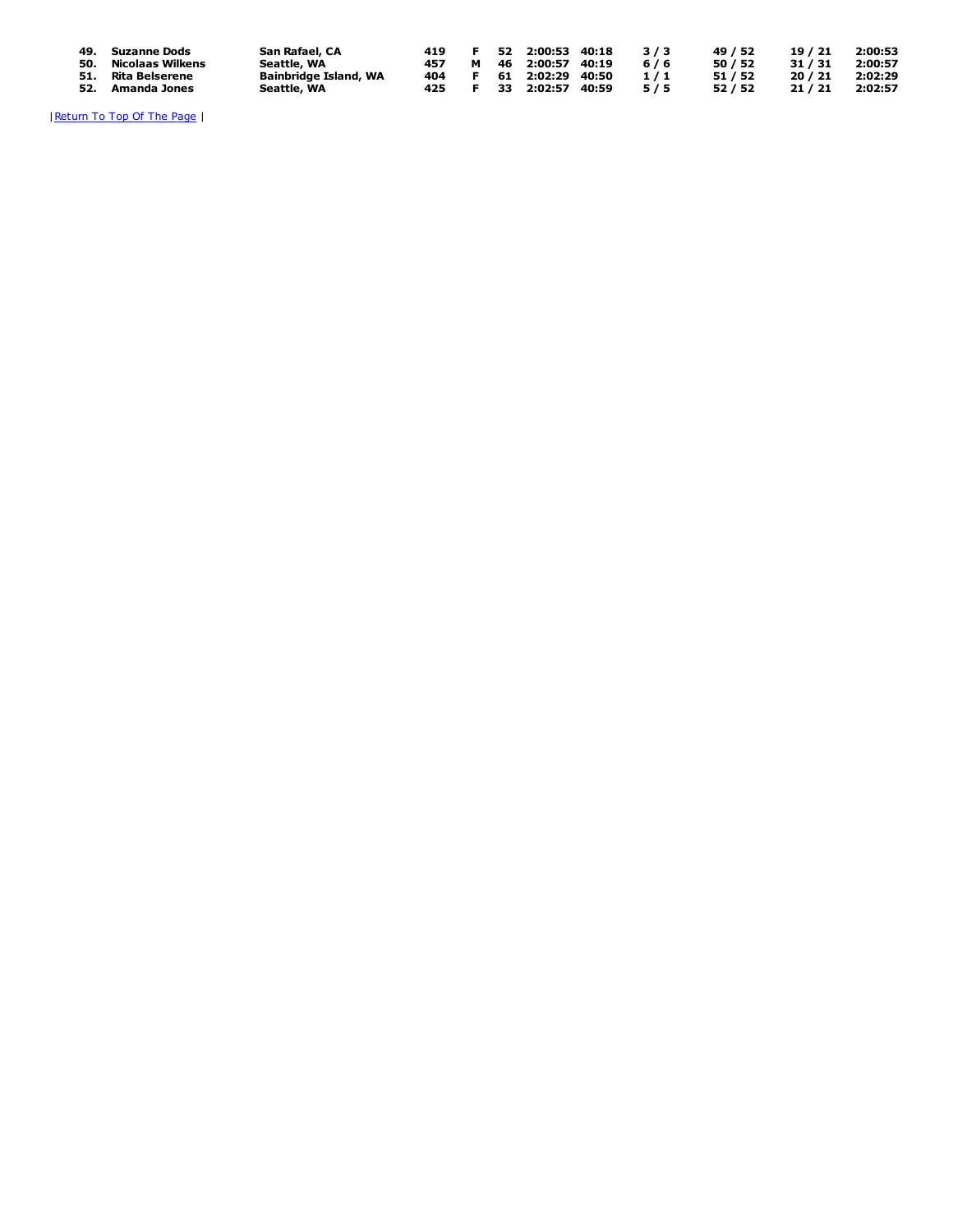| | | | | | | | | | | | |
|---|---|---|---|---|---|---|---|---|---|---|---|
| **49.** | **Suzanne Dods** | **San Rafael, CA** | **419** | **F** | **52** | **2:00:53** | **40:18** | **3 / 3** | **49 / 52** | **19 / 21** | **2:00:53** |
| **50.** | **Nicolaas Wilkens** | **Seattle, WA** | **457** | **M** | **46** | **2:00:57** | **40:19** | **6 / 6** | **50 / 52** | **31 / 31** | **2:00:57** |
| **51.** | **Rita Belserene** | **Bainbridge Island, WA** | **404** | **F** | **61** | **2:02:29** | **40:50** | **1 / 1** | **51 / 52** | **20 / 21** | **2:02:29** |
| **52.** | **Amanda Jones** | **Seattle, WA** | **425** | **F** | **33** | **2:02:57** | **40:59** | **5 / 5** | **52 / 52** | **21 / 21** | **2:02:57** |

| Return To Top Of The Page |